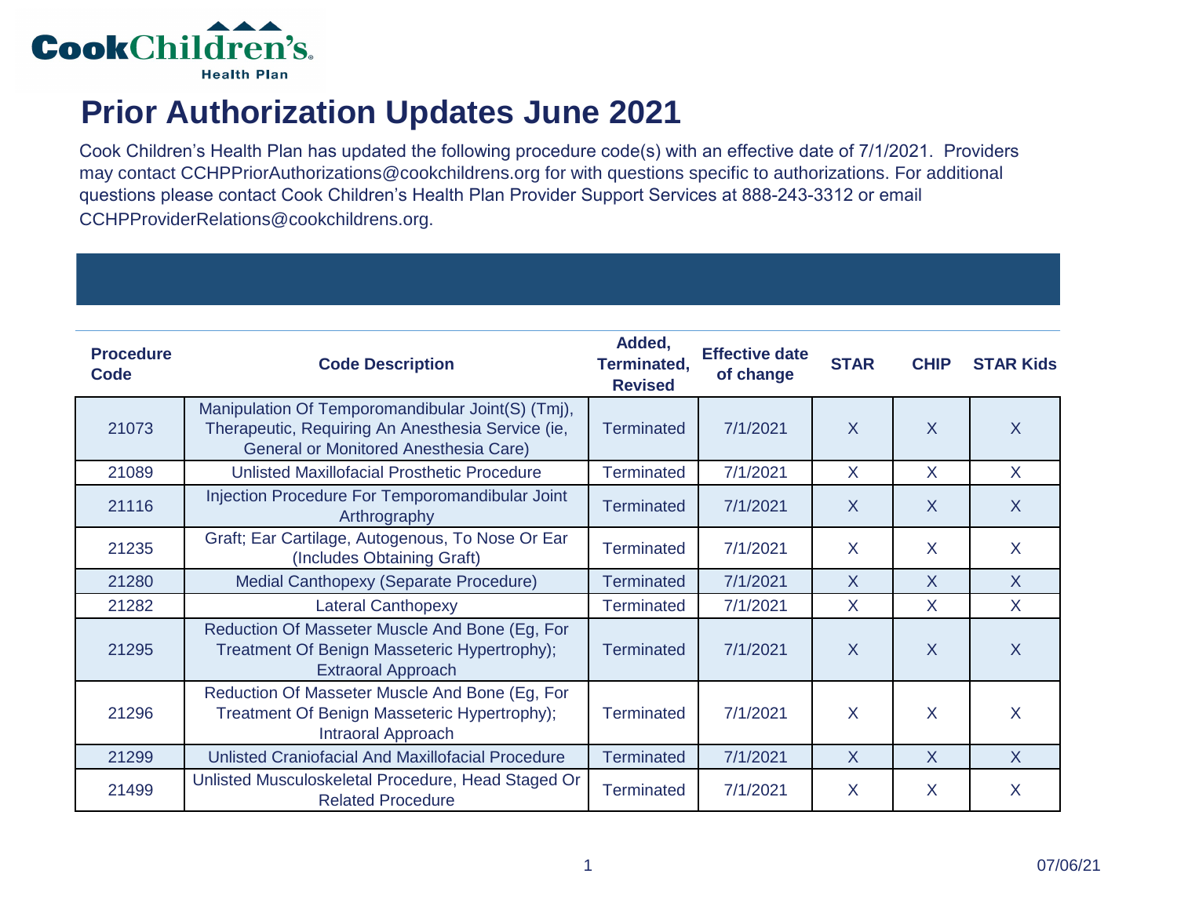Cook Children's Health Plan

# Prior Authorization Updates June 2021

Cook Children's Health Plan has updated the following procedure code(s) with an effective date of 7/1/2021. Providers may contact CCHPPriorAuthorizations@cookchildrens.org for with questions specific to authorizations. For additional questions please contact Cook Children's Health Plan Provider Support Services at 888-243-3312 or email CCHPProviderRelations@cookchildrens.org.

| Procedure Code | Code Description | Added, Terminated, Revised | Effective date of change | STAR | CHIP | STAR Kids |
|---|---|---|---|---|---|---|
| 21073 | Manipulation Of Temporomandibular Joint(S) (Tmj), Therapeutic, Requiring An Anesthesia Service (ie, General or Monitored Anesthesia Care) | Terminated | 7/1/2021 | X | X | X |
| 21089 | Unlisted Maxillofacial Prosthetic Procedure | Terminated | 7/1/2021 | X | X | X |
| 21116 | Injection Procedure For Temporomandibular Joint Arthrography | Terminated | 7/1/2021 | X | X | X |
| 21235 | Graft; Ear Cartilage, Autogenous, To Nose Or Ear (Includes Obtaining Graft) | Terminated | 7/1/2021 | X | X | X |
| 21280 | Medial Canthopexy (Separate Procedure) | Terminated | 7/1/2021 | X | X | X |
| 21282 | Lateral Canthopexy | Terminated | 7/1/2021 | X | X | X |
| 21295 | Reduction Of Masseter Muscle And Bone (Eg, For Treatment Of Benign Masseteric Hypertrophy); Extraoral Approach | Terminated | 7/1/2021 | X | X | X |
| 21296 | Reduction Of Masseter Muscle And Bone (Eg, For Treatment Of Benign Masseteric Hypertrophy); Intraoral Approach | Terminated | 7/1/2021 | X | X | X |
| 21299 | Unlisted Craniofacial And Maxillofacial Procedure | Terminated | 7/1/2021 | X | X | X |
| 21499 | Unlisted Musculoskeletal Procedure, Head Staged Or Related Procedure | Terminated | 7/1/2021 | X | X | X |

07/06/21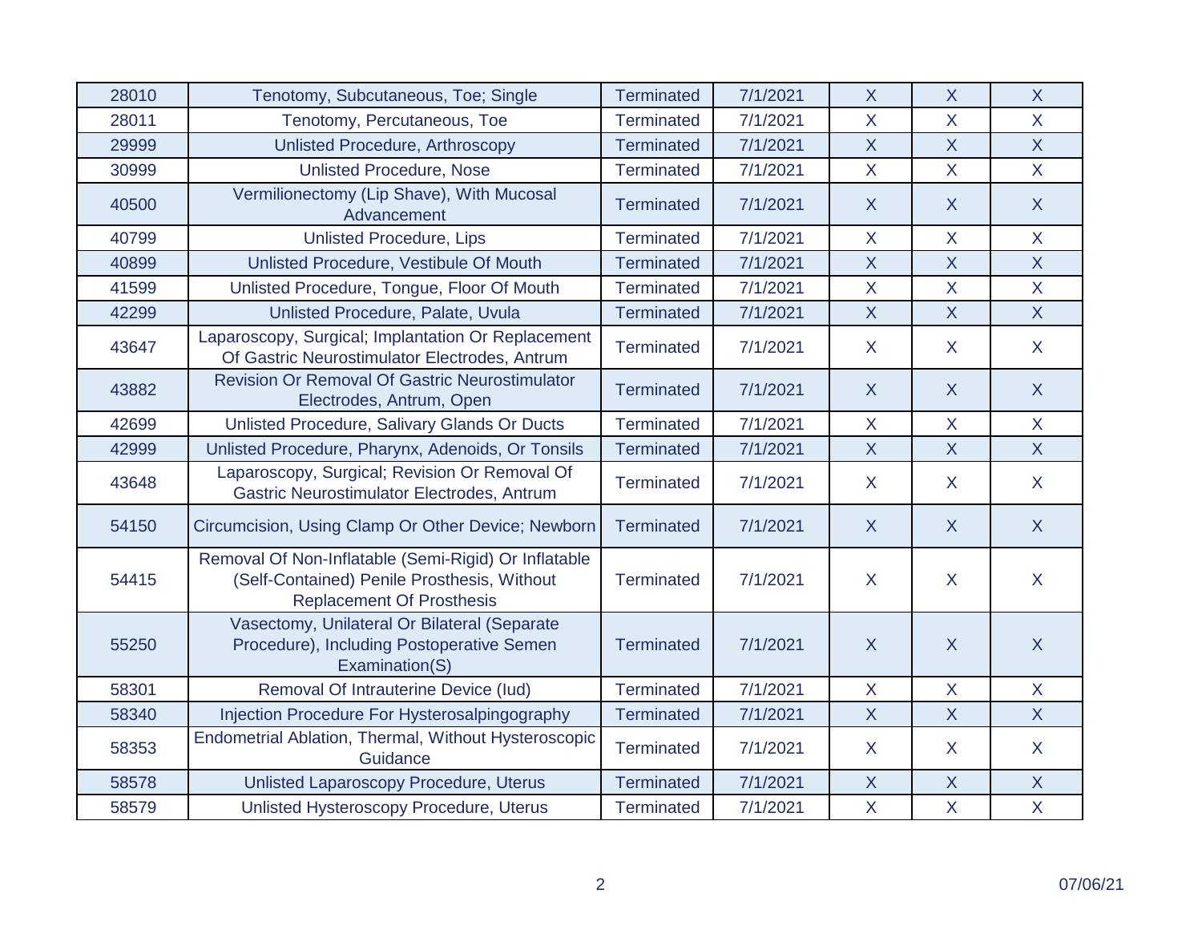| | | | | | | |
|---|---|---|---|---|---|---|
| 28010 | Tenotomy, Subcutaneous, Toe; Single | Terminated | 7/1/2021 | X | X | X |
| 28011 | Tenotomy, Percutaneous, Toe | Terminated | 7/1/2021 | X | X | X |
| 29999 | Unlisted Procedure, Arthroscopy | Terminated | 7/1/2021 | X | X | X |
| 30999 | Unlisted Procedure, Nose | Terminated | 7/1/2021 | X | X | X |
| 40500 | Vermilionectomy (Lip Shave), With Mucosal Advancement | Terminated | 7/1/2021 | X | X | X |
| 40799 | Unlisted Procedure, Lips | Terminated | 7/1/2021 | X | X | X |
| 40899 | Unlisted Procedure, Vestibule Of Mouth | Terminated | 7/1/2021 | X | X | X |
| 41599 | Unlisted Procedure, Tongue, Floor Of Mouth | Terminated | 7/1/2021 | X | X | X |
| 42299 | Unlisted Procedure, Palate, Uvula | Terminated | 7/1/2021 | X | X | X |
| 43647 | Laparoscopy, Surgical; Implantation Or Replacement Of Gastric Neurostimulator Electrodes, Antrum | Terminated | 7/1/2021 | X | X | X |
| 43882 | Revision Or Removal Of Gastric Neurostimulator Electrodes, Antrum, Open | Terminated | 7/1/2021 | X | X | X |
| 42699 | Unlisted Procedure, Salivary Glands Or Ducts | Terminated | 7/1/2021 | X | X | X |
| 42999 | Unlisted Procedure, Pharynx, Adenoids, Or Tonsils | Terminated | 7/1/2021 | X | X | X |
| 43648 | Laparoscopy, Surgical; Revision Or Removal Of Gastric Neurostimulator Electrodes, Antrum | Terminated | 7/1/2021 | X | X | X |
| 54150 | Circumcision, Using Clamp Or Other Device; Newborn | Terminated | 7/1/2021 | X | X | X |
| 54415 | Removal Of Non-Inflatable (Semi-Rigid) Or Inflatable (Self-Contained) Penile Prosthesis, Without Replacement Of Prosthesis | Terminated | 7/1/2021 | X | X | X |
| 55250 | Vasectomy, Unilateral Or Bilateral (Separate Procedure), Including Postoperative Semen Examination(S) | Terminated | 7/1/2021 | X | X | X |
| 58301 | Removal Of Intrauterine Device (Iud) | Terminated | 7/1/2021 | X | X | X |
| 58340 | Injection Procedure For Hysterosalpingography | Terminated | 7/1/2021 | X | X | X |
| 58353 | Endometrial Ablation, Thermal, Without Hysteroscopic Guidance | Terminated | 7/1/2021 | X | X | X |
| 58578 | Unlisted Laparoscopy Procedure, Uterus | Terminated | 7/1/2021 | X | X | X |
| 58579 | Unlisted Hysteroscopy Procedure, Uterus | Terminated | 7/1/2021 | X | X | X |

07/06/21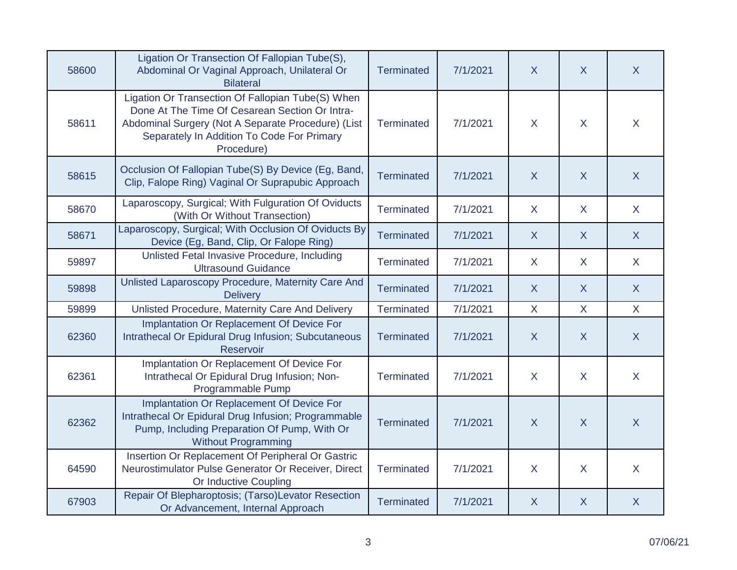| | | | | | | |
|---|---|---|---|---|---|---|
| 58600 | Ligation Or Transection Of Fallopian Tube(S), Abdominal Or Vaginal Approach, Unilateral Or Bilateral | Terminated | 7/1/2021 | X | X | X |
| 58611 | Ligation Or Transection Of Fallopian Tube(S) When Done At The Time Of Cesarean Section Or Intra-Abdominal Surgery (Not A Separate Procedure) (List Separately In Addition To Code For Primary Procedure) | Terminated | 7/1/2021 | X | X | X |
| 58615 | Occlusion Of Fallopian Tube(S) By Device (Eg, Band, Clip, Falope Ring) Vaginal Or Suprapubic Approach | Terminated | 7/1/2021 | X | X | X |
| 58670 | Laparoscopy, Surgical; With Fulguration Of Oviducts (With Or Without Transection) | Terminated | 7/1/2021 | X | X | X |
| 58671 | Laparoscopy, Surgical; With Occlusion Of Oviducts By Device (Eg, Band, Clip, Or Falope Ring) | Terminated | 7/1/2021 | X | X | X |
| 59897 | Unlisted Fetal Invasive Procedure, Including Ultrasound Guidance | Terminated | 7/1/2021 | X | X | X |
| 59898 | Unlisted Laparoscopy Procedure, Maternity Care And Delivery | Terminated | 7/1/2021 | X | X | X |
| 59899 | Unlisted Procedure, Maternity Care And Delivery | Terminated | 7/1/2021 | X | X | X |
| 62360 | Implantation Or Replacement Of Device For Intrathecal Or Epidural Drug Infusion; Subcutaneous Reservoir | Terminated | 7/1/2021 | X | X | X |
| 62361 | Implantation Or Replacement Of Device For Intrathecal Or Epidural Drug Infusion; Non-Programmable Pump | Terminated | 7/1/2021 | X | X | X |
| 62362 | Implantation Or Replacement Of Device For Intrathecal Or Epidural Drug Infusion; Programmable Pump, Including Preparation Of Pump, With Or Without Programming | Terminated | 7/1/2021 | X | X | X |
| 64590 | Insertion Or Replacement Of Peripheral Or Gastric Neurostimulator Pulse Generator Or Receiver, Direct Or Inductive Coupling | Terminated | 7/1/2021 | X | X | X |
| 67903 | Repair Of Blepharoptosis; (Tarso)Levator Resection Or Advancement, Internal Approach | Terminated | 7/1/2021 | X | X | X |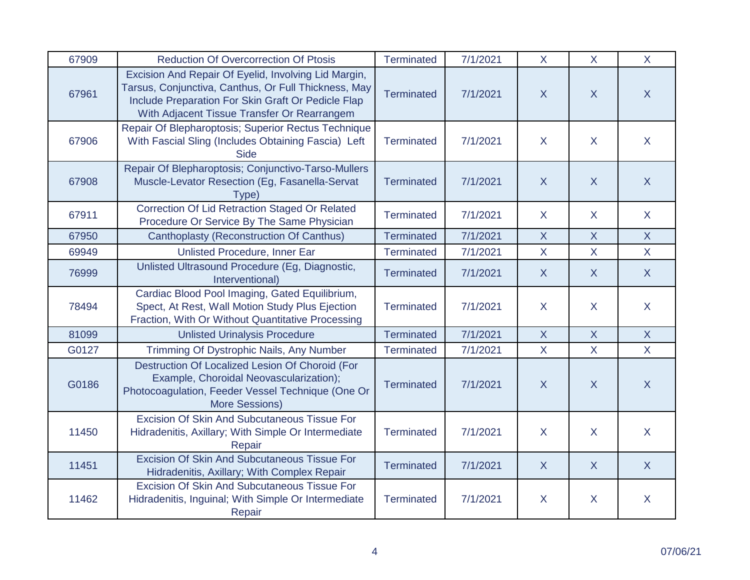| | | | | | | |
|---|---|---|---|---|---|---|
| 67909 | Reduction Of Overcorrection Of Ptosis | Terminated | 7/1/2021 | X | X | X |
| 67961 | Excision And Repair Of Eyelid, Involving Lid Margin, Tarsus, Conjunctiva, Canthus, Or Full Thickness, May Include Preparation For Skin Graft Or Pedicle Flap With Adjacent Tissue Transfer Or Rearrangem | Terminated | 7/1/2021 | X | X | X |
| 67906 | Repair Of Blepharoptosis; Superior Rectus Technique With Fascial Sling (Includes Obtaining Fascia) Left Side | Terminated | 7/1/2021 | X | X | X |
| 67908 | Repair Of Blepharoptosis; Conjunctivo-Tarso-Mullers Muscle-Levator Resection (Eg, Fasanella-Servat Type) | Terminated | 7/1/2021 | X | X | X |
| 67911 | Correction Of Lid Retraction Staged Or Related Procedure Or Service By The Same Physician | Terminated | 7/1/2021 | X | X | X |
| 67950 | Canthoplasty (Reconstruction Of Canthus) | Terminated | 7/1/2021 | X | X | X |
| 69949 | Unlisted Procedure, Inner Ear | Terminated | 7/1/2021 | X | X | X |
| 76999 | Unlisted Ultrasound Procedure (Eg, Diagnostic, Interventional) | Terminated | 7/1/2021 | X | X | X |
| 78494 | Cardiac Blood Pool Imaging, Gated Equilibrium, Spect, At Rest, Wall Motion Study Plus Ejection Fraction, With Or Without Quantitative Processing | Terminated | 7/1/2021 | X | X | X |
| 81099 | Unlisted Urinalysis Procedure | Terminated | 7/1/2021 | X | X | X |
| G0127 | Trimming Of Dystrophic Nails, Any Number | Terminated | 7/1/2021 | X | X | X |
| G0186 | Destruction Of Localized Lesion Of Choroid (For Example, Choroidal Neovascularization); Photocoagulation, Feeder Vessel Technique (One Or More Sessions) | Terminated | 7/1/2021 | X | X | X |
| 11450 | Excision Of Skin And Subcutaneous Tissue For Hidradenitis, Axillary; With Simple Or Intermediate Repair | Terminated | 7/1/2021 | X | X | X |
| 11451 | Excision Of Skin And Subcutaneous Tissue For Hidradenitis, Axillary; With Complex Repair | Terminated | 7/1/2021 | X | X | X |
| 11462 | Excision Of Skin And Subcutaneous Tissue For Hidradenitis, Inguinal; With Simple Or Intermediate Repair | Terminated | 7/1/2021 | X | X | X |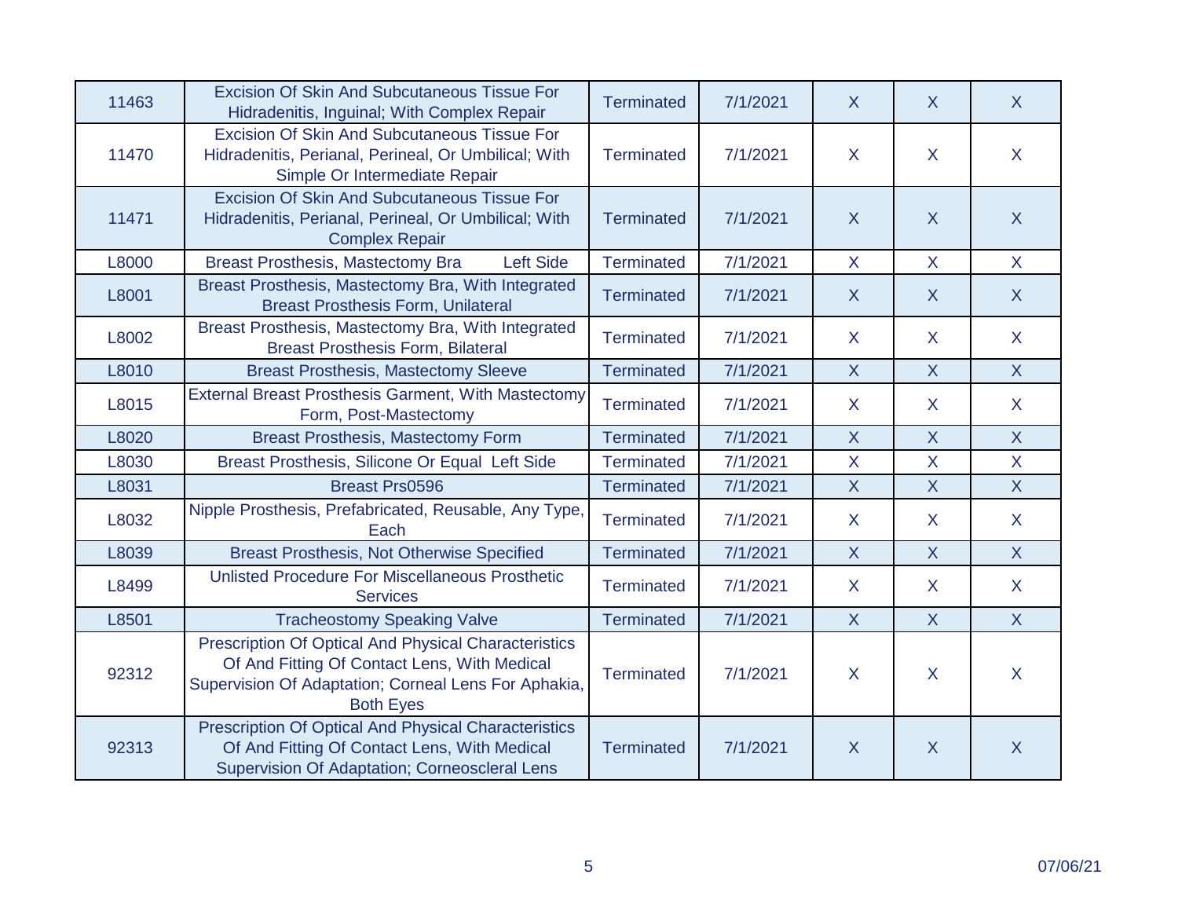| | | | | | | |
|---|---|---|---|---|---|---|
| 11463 | Excision Of Skin And Subcutaneous Tissue For Hidradenitis, Inguinal; With Complex Repair | Terminated | 7/1/2021 | X | X | X |
| 11470 | Excision Of Skin And Subcutaneous Tissue For Hidradenitis, Perianal, Perineal, Or Umbilical; With Simple Or Intermediate Repair | Terminated | 7/1/2021 | X | X | X |
| 11471 | Excision Of Skin And Subcutaneous Tissue For Hidradenitis, Perianal, Perineal, Or Umbilical; With Complex Repair | Terminated | 7/1/2021 | X | X | X |
| L8000 | Breast Prosthesis, Mastectomy Bra Left Side | Terminated | 7/1/2021 | X | X | X |
| L8001 | Breast Prosthesis, Mastectomy Bra, With Integrated Breast Prosthesis Form, Unilateral | Terminated | 7/1/2021 | X | X | X |
| L8002 | Breast Prosthesis, Mastectomy Bra, With Integrated Breast Prosthesis Form, Bilateral | Terminated | 7/1/2021 | X | X | X |
| L8010 | Breast Prosthesis, Mastectomy Sleeve | Terminated | 7/1/2021 | X | X | X |
| L8015 | External Breast Prosthesis Garment, With Mastectomy Form, Post-Mastectomy | Terminated | 7/1/2021 | X | X | X |
| L8020 | Breast Prosthesis, Mastectomy Form | Terminated | 7/1/2021 | X | X | X |
| L8030 | Breast Prosthesis, Silicone Or Equal Left Side | Terminated | 7/1/2021 | X | X | X |
| L8031 | Breast Prs0596 | Terminated | 7/1/2021 | X | X | X |
| L8032 | Nipple Prosthesis, Prefabricated, Reusable, Any Type, Each | Terminated | 7/1/2021 | X | X | X |
| L8039 | Breast Prosthesis, Not Otherwise Specified | Terminated | 7/1/2021 | X | X | X |
| L8499 | Unlisted Procedure For Miscellaneous Prosthetic Services | Terminated | 7/1/2021 | X | X | X |
| L8501 | Tracheostomy Speaking Valve | Terminated | 7/1/2021 | X | X | X |
| 92312 | Prescription Of Optical And Physical Characteristics Of And Fitting Of Contact Lens, With Medical Supervision Of Adaptation; Corneal Lens For Aphakia, Both Eyes | Terminated | 7/1/2021 | X | X | X |
| 92313 | Prescription Of Optical And Physical Characteristics Of And Fitting Of Contact Lens, With Medical Supervision Of Adaptation; Corneoscleral Lens | Terminated | 7/1/2021 | X | X | X |

07/06/21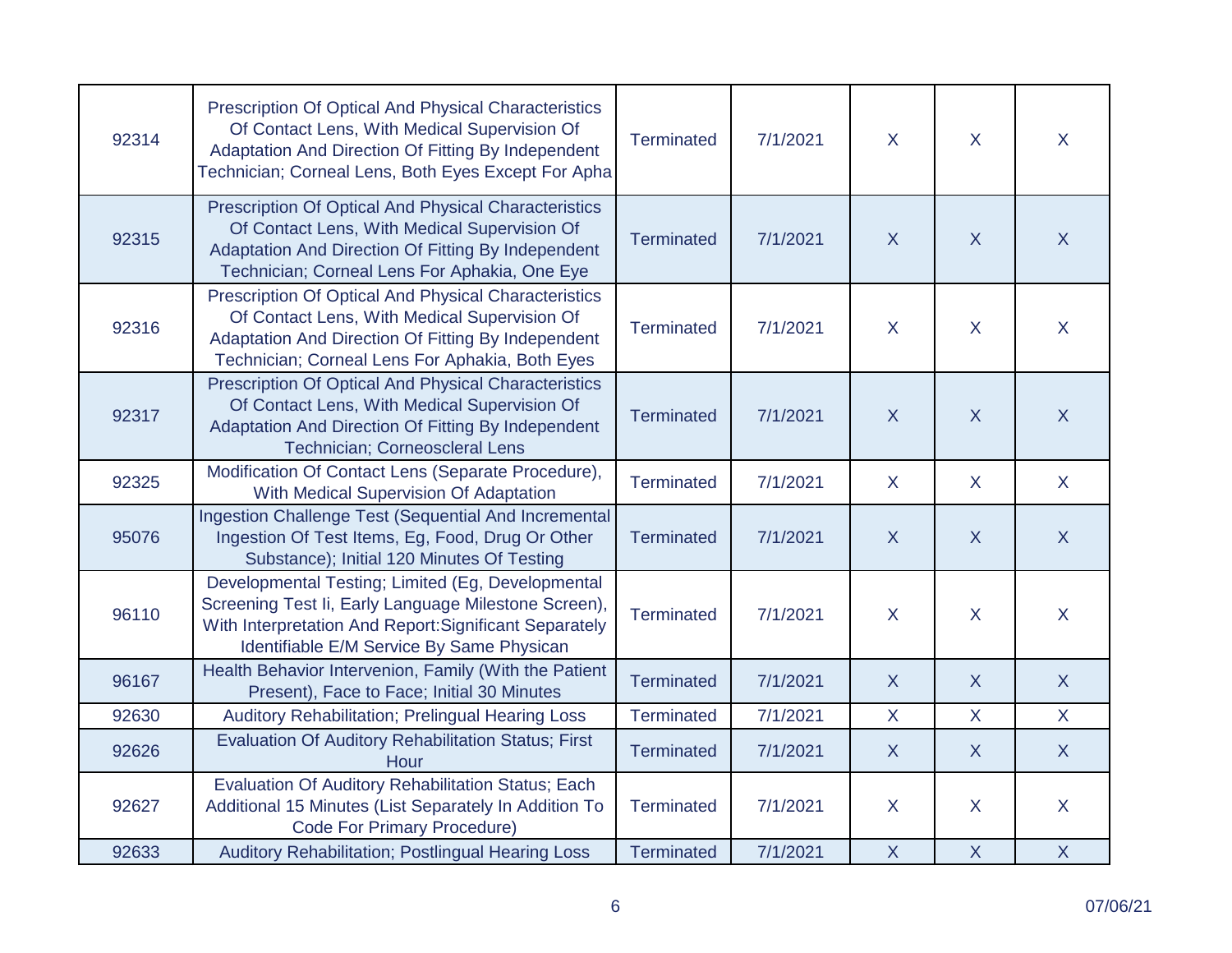| | | | | | | |
|---|---|---|---|---|---|---|
| 92314 | Prescription Of Optical And Physical Characteristics Of Contact Lens, With Medical Supervision Of Adaptation And Direction Of Fitting By Independent Technician; Corneal Lens, Both Eyes Except For Apha | Terminated | 7/1/2021 | X | X | X |
| 92315 | Prescription Of Optical And Physical Characteristics Of Contact Lens, With Medical Supervision Of Adaptation And Direction Of Fitting By Independent Technician; Corneal Lens For Aphakia, One Eye | Terminated | 7/1/2021 | X | X | X |
| 92316 | Prescription Of Optical And Physical Characteristics Of Contact Lens, With Medical Supervision Of Adaptation And Direction Of Fitting By Independent Technician; Corneal Lens For Aphakia, Both Eyes | Terminated | 7/1/2021 | X | X | X |
| 92317 | Prescription Of Optical And Physical Characteristics Of Contact Lens, With Medical Supervision Of Adaptation And Direction Of Fitting By Independent Technician; Corneoscleral Lens | Terminated | 7/1/2021 | X | X | X |
| 92325 | Modification Of Contact Lens (Separate Procedure), With Medical Supervision Of Adaptation | Terminated | 7/1/2021 | X | X | X |
| 95076 | Ingestion Challenge Test (Sequential And Incremental Ingestion Of Test Items, Eg, Food, Drug Or Other Substance); Initial 120 Minutes Of Testing | Terminated | 7/1/2021 | X | X | X |
| 96110 | Developmental Testing; Limited (Eg, Developmental Screening Test Ii, Early Language Milestone Screen), With Interpretation And Report:Significant Separately Identifiable E/M Service By Same Physican | Terminated | 7/1/2021 | X | X | X |
| 96167 | Health Behavior Intervenion, Family (With the Patient Present), Face to Face; Initial 30 Minutes | Terminated | 7/1/2021 | X | X | X |
| 92630 | Auditory Rehabilitation; Prelingual Hearing Loss | Terminated | 7/1/2021 | X | X | X |
| 92626 | Evaluation Of Auditory Rehabilitation Status; First Hour | Terminated | 7/1/2021 | X | X | X |
| 92627 | Evaluation Of Auditory Rehabilitation Status; Each Additional 15 Minutes (List Separately In Addition To Code For Primary Procedure) | Terminated | 7/1/2021 | X | X | X |
| 92633 | Auditory Rehabilitation; Postlingual Hearing Loss | Terminated | 7/1/2021 | X | X | X |

07/06/21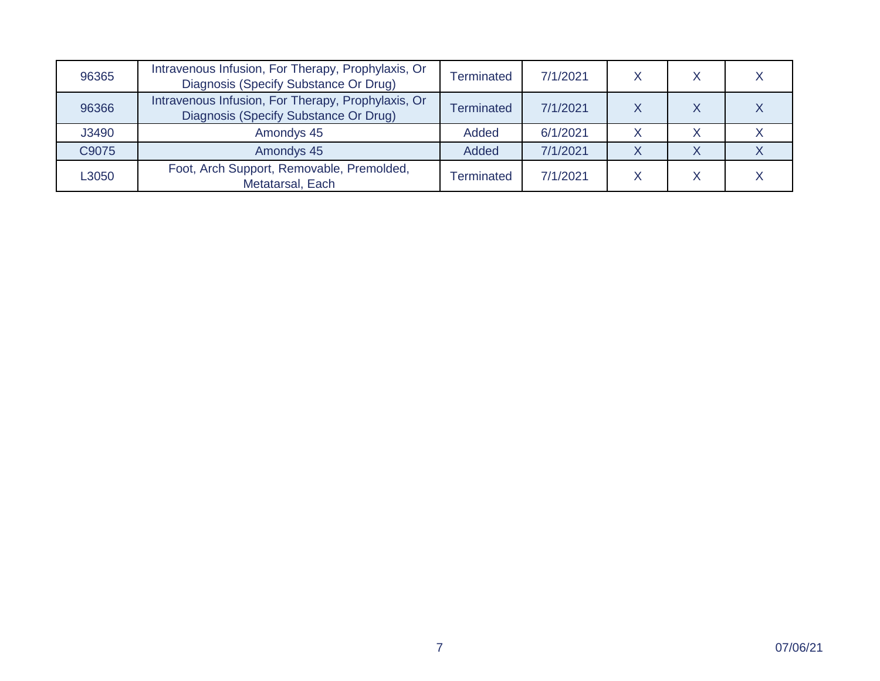| | | | | | | |
|---|---|---|---|---|---|---|
| 96365 | Intravenous Infusion, For Therapy, Prophylaxis, Or Diagnosis (Specify Substance Or Drug) | Terminated | 7/1/2021 | X | X | X |
| 96366 | Intravenous Infusion, For Therapy, Prophylaxis, Or Diagnosis (Specify Substance Or Drug) | Terminated | 7/1/2021 | X | X | X |
| J3490 | Amondys 45 | Added | 6/1/2021 | X | X | X |
| C9075 | Amondys 45 | Added | 7/1/2021 | X | X | X |
| L3050 | Foot, Arch Support, Removable, Premolded, Metatarsal, Each | Terminated | 7/1/2021 | X | X | X |